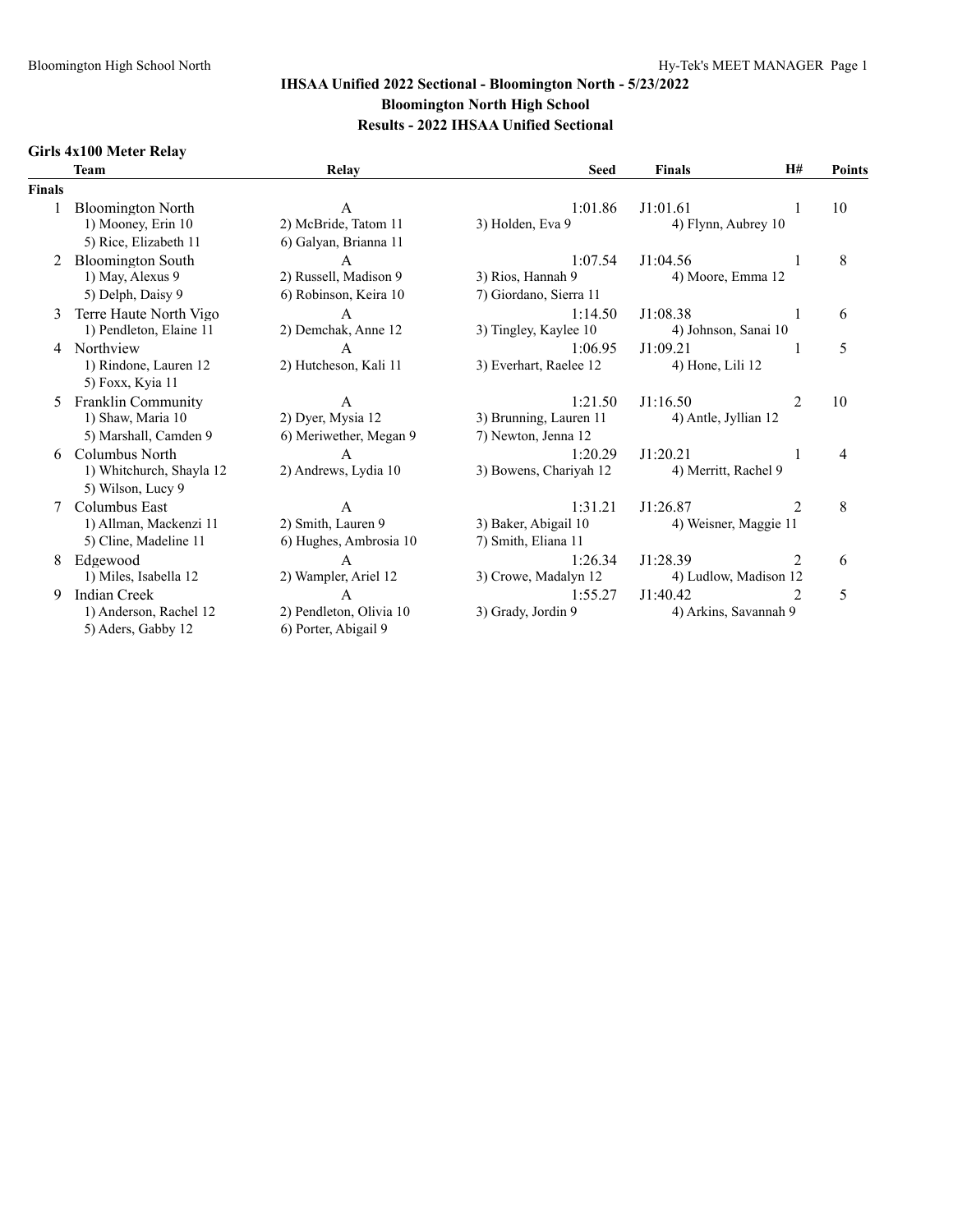# IHSAA Unified 2022 Sectional - Bloomington North - 5/23/2022

## Bloomington North High School

## Results - 2022 IHSAA Unified Sectional

### Girls 4x100 Meter Relay

| | Team | Relay | Seed | Finals | H# | Points |
|---|---|---|---|---|---|---|
| **Finals** | | | | | | |
| 1 | Bloomington North | A | 1:01.86 | J1:01.61 | 1 | 10 |
| | 1) Mooney, Erin 10 | 2) McBride, Tatom 11 | 3) Holden, Eva 9 | 4) Flynn, Aubrey 10 | | |
| | 5) Rice, Elizabeth 11 | 6) Galyan, Brianna 11 | | | | |
| 2 | Bloomington South | A | 1:07.54 | J1:04.56 | 1 | 8 |
| | 1) May, Alexus 9 | 2) Russell, Madison 9 | 3) Rios, Hannah 9 | 4) Moore, Emma 12 | | |
| | 5) Delph, Daisy 9 | 6) Robinson, Keira 10 | 7) Giordano, Sierra 11 | | | |
| 3 | Terre Haute North Vigo | A | 1:14.50 | J1:08.38 | 1 | 6 |
| | 1) Pendleton, Elaine 11 | 2) Demchak, Anne 12 | 3) Tingley, Kaylee 10 | 4) Johnson, Sanai 10 | | |
| 4 | Northview | A | 1:06.95 | J1:09.21 | 1 | 5 |
| | 1) Rindone, Lauren 12 | 2) Hutcheson, Kali 11 | 3) Everhart, Raelee 12 | 4) Hone, Lili 12 | | |
| | 5) Foxx, Kyia 11 | | | | | |
| 5 | Franklin Community | A | 1:21.50 | J1:16.50 | 2 | 10 |
| | 1) Shaw, Maria 10 | 2) Dyer, Mysia 12 | 3) Brunning, Lauren 11 | 4) Antle, Jyllian 12 | | |
| | 5) Marshall, Camden 9 | 6) Meriwether, Megan 9 | 7) Newton, Jenna 12 | | | |
| 6 | Columbus North | A | 1:20.29 | J1:20.21 | 1 | 4 |
| | 1) Whitchurch, Shayla 12 | 2) Andrews, Lydia 10 | 3) Bowens, Chariyah 12 | 4) Merritt, Rachel 9 | | |
| | 5) Wilson, Lucy 9 | | | | | |
| 7 | Columbus East | A | 1:31.21 | J1:26.87 | 2 | 8 |
| | 1) Allman, Mackenzi 11 | 2) Smith, Lauren 9 | 3) Baker, Abigail 10 | 4) Weisner, Maggie 11 | | |
| | 5) Cline, Madeline 11 | 6) Hughes, Ambrosia 10 | 7) Smith, Eliana 11 | | | |
| 8 | Edgewood | A | 1:26.34 | J1:28.39 | 2 | 6 |
| | 1) Miles, Isabella 12 | 2) Wampler, Ariel 12 | 3) Crowe, Madalyn 12 | 4) Ludlow, Madison 12 | | |
| 9 | Indian Creek | A | 1:55.27 | J1:40.42 | 2 | 5 |
| | 1) Anderson, Rachel 12 | 2) Pendleton, Olivia 10 | 3) Grady, Jordin 9 | 4) Arkins, Savannah 9 | | |
| | 5) Aders, Gabby 12 | 6) Porter, Abigail 9 | | | | |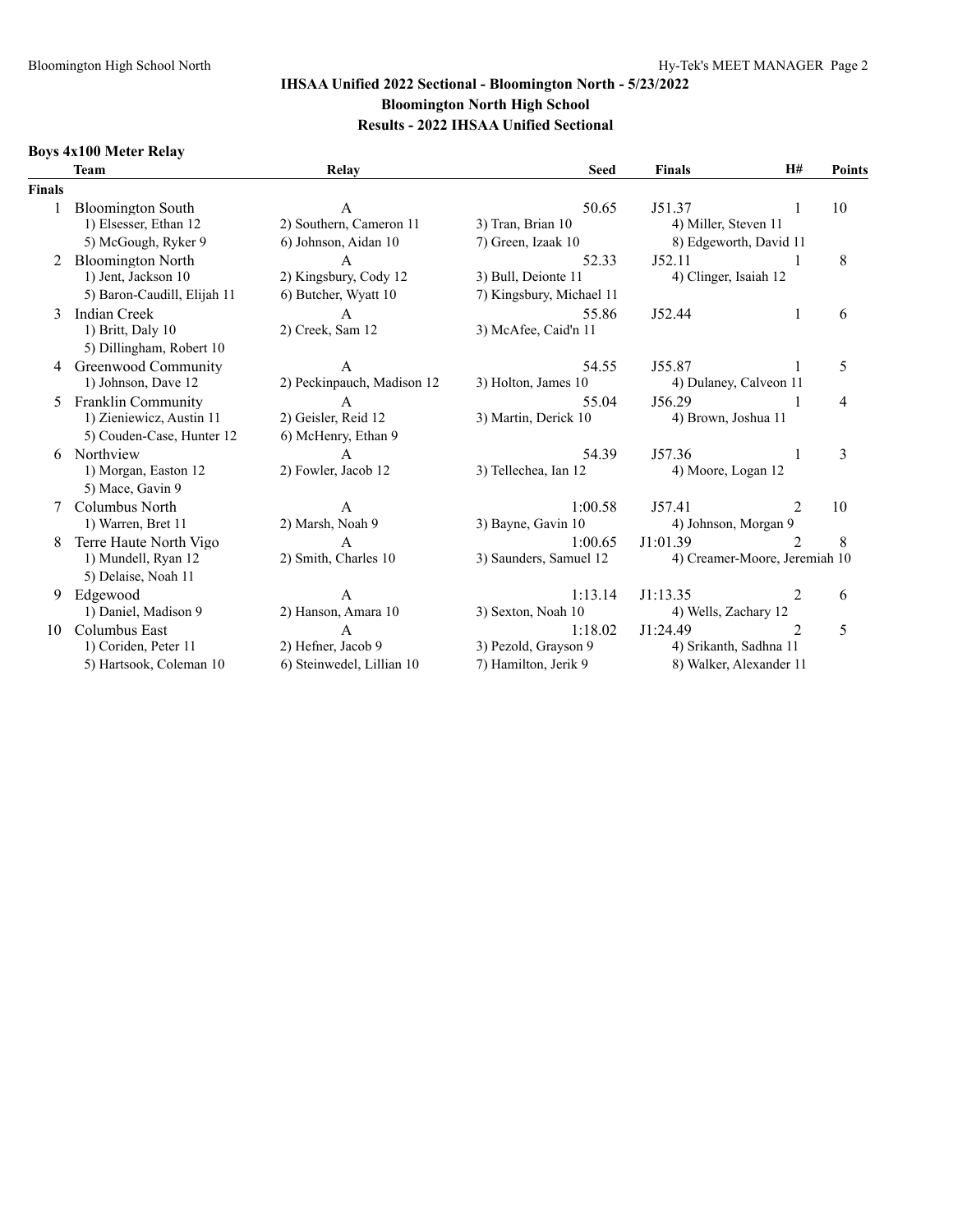## IHSAA Unified 2022 Sectional - Bloomington North - 5/23/2022
## Bloomington North High School
## Results - 2022 IHSAA Unified Sectional

### Boys 4x100 Meter Relay

| | Team | Relay | Seed | Finals | H# | Points |
|---|---|---|---|---|---|---|
| **Finals** | | | | | | |
| 1 | Bloomington South | A | 50.65 | J51.37 | 1 | 10 |
| | 1) Elsesser, Ethan 12 | 2) Southern, Cameron 11 | 3) Tran, Brian 10 | 4) Miller, Steven 11 | | |
| | 5) McGough, Ryker 9 | 6) Johnson, Aidan 10 | 7) Green, Izaak 10 | 8) Edgeworth, David 11 | | |
| 2 | Bloomington North | A | 52.33 | J52.11 | 1 | 8 |
| | 1) Jent, Jackson 10 | 2) Kingsbury, Cody 12 | 3) Bull, Deionte 11 | 4) Clinger, Isaiah 12 | | |
| | 5) Baron-Caudill, Elijah 11 | 6) Butcher, Wyatt 10 | 7) Kingsbury, Michael 11 | | | |
| 3 | Indian Creek | A | 55.86 | J52.44 | 1 | 6 |
| | 1) Britt, Daly 10 | 2) Creek, Sam 12 | 3) McAfee, Caid'n 11 | | | |
| | 5) Dillingham, Robert 10 | | | | | |
| 4 | Greenwood Community | A | 54.55 | J55.87 | 1 | 5 |
| | 1) Johnson, Dave 12 | 2) Peckinpauch, Madison 12 | 3) Holton, James 10 | 4) Dulaney, Calveon 11 | | |
| 5 | Franklin Community | A | 55.04 | J56.29 | 1 | 4 |
| | 1) Zieniewicz, Austin 11 | 2) Geisler, Reid 12 | 3) Martin, Derick 10 | 4) Brown, Joshua 11 | | |
| | 5) Couden-Case, Hunter 12 | 6) McHenry, Ethan 9 | | | | |
| 6 | Northview | A | 54.39 | J57.36 | 1 | 3 |
| | 1) Morgan, Easton 12 | 2) Fowler, Jacob 12 | 3) Tellechea, Ian 12 | 4) Moore, Logan 12 | | |
| | 5) Mace, Gavin 9 | | | | | |
| 7 | Columbus North | A | 1:00.58 | J57.41 | 2 | 10 |
| | 1) Warren, Bret 11 | 2) Marsh, Noah 9 | 3) Bayne, Gavin 10 | 4) Johnson, Morgan 9 | | |
| 8 | Terre Haute North Vigo | A | 1:00.65 | J1:01.39 | 2 | 8 |
| | 1) Mundell, Ryan 12 | 2) Smith, Charles 10 | 3) Saunders, Samuel 12 | 4) Creamer-Moore, Jeremiah 10 | | |
| | 5) Delaise, Noah 11 | | | | | |
| 9 | Edgewood | A | 1:13.14 | J1:13.35 | 2 | 6 |
| | 1) Daniel, Madison 9 | 2) Hanson, Amara 10 | 3) Sexton, Noah 10 | 4) Wells, Zachary 12 | | |
| 10 | Columbus East | A | 1:18.02 | J1:24.49 | 2 | 5 |
| | 1) Coriden, Peter 11 | 2) Hefner, Jacob 9 | 3) Pezold, Grayson 9 | 4) Srikanth, Sadhna 11 | | |
| | 5) Hartsook, Coleman 10 | 6) Steinwedel, Lillian 10 | 7) Hamilton, Jerik 9 | 8) Walker, Alexander 11 | | |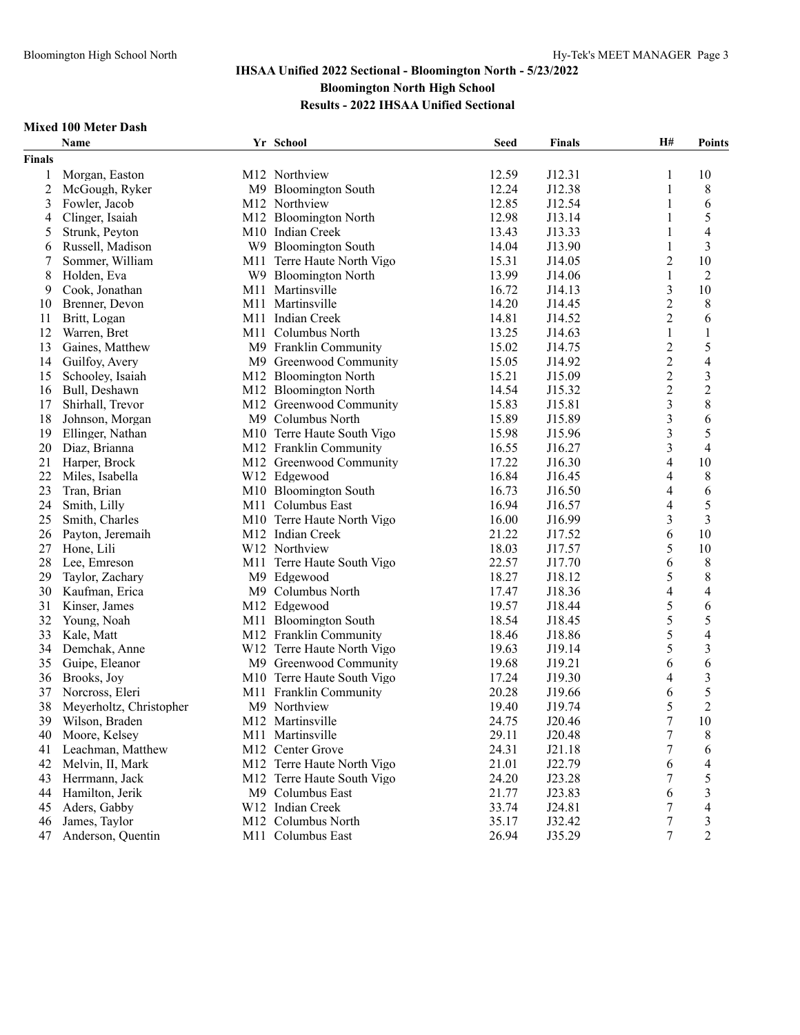# IHSAA Unified 2022 Sectional - Bloomington North - 5/23/2022

## Bloomington North High School

## Results - 2022 IHSAA Unified Sectional

### Mixed 100 Meter Dash

| | Name | Yr | School | Seed | Finals | H# | Points |
|---|---|---|---|---|---|---|---|
| **Finals** | | | | | | | |
| 1 | Morgan, Easton | M12 | Northview | 12.59 | J12.31 | 1 | 10 |
| 2 | McGough, Ryker | M9 | Bloomington South | 12.24 | J12.38 | 1 | 8 |
| 3 | Fowler, Jacob | M12 | Northview | 12.85 | J12.54 | 1 | 6 |
| 4 | Clinger, Isaiah | M12 | Bloomington North | 12.98 | J13.14 | 1 | 5 |
| 5 | Strunk, Peyton | M10 | Indian Creek | 13.43 | J13.33 | 1 | 4 |
| 6 | Russell, Madison | W9 | Bloomington South | 14.04 | J13.90 | 1 | 3 |
| 7 | Sommer, William | M11 | Terre Haute North Vigo | 15.31 | J14.05 | 2 | 10 |
| 8 | Holden, Eva | W9 | Bloomington North | 13.99 | J14.06 | 1 | 2 |
| 9 | Cook, Jonathan | M11 | Martinsville | 16.72 | J14.13 | 3 | 10 |
| 10 | Brenner, Devon | M11 | Martinsville | 14.20 | J14.45 | 2 | 8 |
| 11 | Britt, Logan | M11 | Indian Creek | 14.81 | J14.52 | 2 | 6 |
| 12 | Warren, Bret | M11 | Columbus North | 13.25 | J14.63 | 1 | 1 |
| 13 | Gaines, Matthew | M9 | Franklin Community | 15.02 | J14.75 | 2 | 5 |
| 14 | Guilfoy, Avery | M9 | Greenwood Community | 15.05 | J14.92 | 2 | 4 |
| 15 | Schooley, Isaiah | M12 | Bloomington North | 15.21 | J15.09 | 2 | 3 |
| 16 | Bull, Deshawn | M12 | Bloomington North | 14.54 | J15.32 | 2 | 2 |
| 17 | Shirhall, Trevor | M12 | Greenwood Community | 15.83 | J15.81 | 3 | 8 |
| 18 | Johnson, Morgan | M9 | Columbus North | 15.89 | J15.89 | 3 | 6 |
| 19 | Ellinger, Nathan | M10 | Terre Haute South Vigo | 15.98 | J15.96 | 3 | 5 |
| 20 | Diaz, Brianna | M12 | Franklin Community | 16.55 | J16.27 | 3 | 4 |
| 21 | Harper, Brock | M12 | Greenwood Community | 17.22 | J16.30 | 4 | 10 |
| 22 | Miles, Isabella | W12 | Edgewood | 16.84 | J16.45 | 4 | 8 |
| 23 | Tran, Brian | M10 | Bloomington South | 16.73 | J16.50 | 4 | 6 |
| 24 | Smith, Lilly | M11 | Columbus East | 16.94 | J16.57 | 4 | 5 |
| 25 | Smith, Charles | M10 | Terre Haute North Vigo | 16.00 | J16.99 | 3 | 3 |
| 26 | Payton, Jeremaih | M12 | Indian Creek | 21.22 | J17.52 | 6 | 10 |
| 27 | Hone, Lili | W12 | Northview | 18.03 | J17.57 | 5 | 10 |
| 28 | Lee, Emreson | M11 | Terre Haute South Vigo | 22.57 | J17.70 | 6 | 8 |
| 29 | Taylor, Zachary | M9 | Edgewood | 18.27 | J18.12 | 5 | 8 |
| 30 | Kaufman, Erica | M9 | Columbus North | 17.47 | J18.36 | 4 | 4 |
| 31 | Kinser, James | M12 | Edgewood | 19.57 | J18.44 | 5 | 6 |
| 32 | Young, Noah | M11 | Bloomington South | 18.54 | J18.45 | 5 | 5 |
| 33 | Kale, Matt | M12 | Franklin Community | 18.46 | J18.86 | 5 | 4 |
| 34 | Demchak, Anne | W12 | Terre Haute North Vigo | 19.63 | J19.14 | 5 | 3 |
| 35 | Guipe, Eleanor | M9 | Greenwood Community | 19.68 | J19.21 | 6 | 6 |
| 36 | Brooks, Joy | M10 | Terre Haute South Vigo | 17.24 | J19.30 | 4 | 3 |
| 37 | Norcross, Eleri | M11 | Franklin Community | 20.28 | J19.66 | 6 | 5 |
| 38 | Meyerholtz, Christopher | M9 | Northview | 19.40 | J19.74 | 5 | 2 |
| 39 | Wilson, Braden | M12 | Martinsville | 24.75 | J20.46 | 7 | 10 |
| 40 | Moore, Kelsey | M11 | Martinsville | 29.11 | J20.48 | 7 | 8 |
| 41 | Leachman, Matthew | M12 | Center Grove | 24.31 | J21.18 | 7 | 6 |
| 42 | Melvin, II, Mark | M12 | Terre Haute North Vigo | 21.01 | J22.79 | 6 | 4 |
| 43 | Herrmann, Jack | M12 | Terre Haute South Vigo | 24.20 | J23.28 | 7 | 5 |
| 44 | Hamilton, Jerik | M9 | Columbus East | 21.77 | J23.83 | 6 | 3 |
| 45 | Aders, Gabby | W12 | Indian Creek | 33.74 | J24.81 | 7 | 4 |
| 46 | James, Taylor | M12 | Columbus North | 35.17 | J32.42 | 7 | 3 |
| 47 | Anderson, Quentin | M11 | Columbus East | 26.94 | J35.29 | 7 | 2 |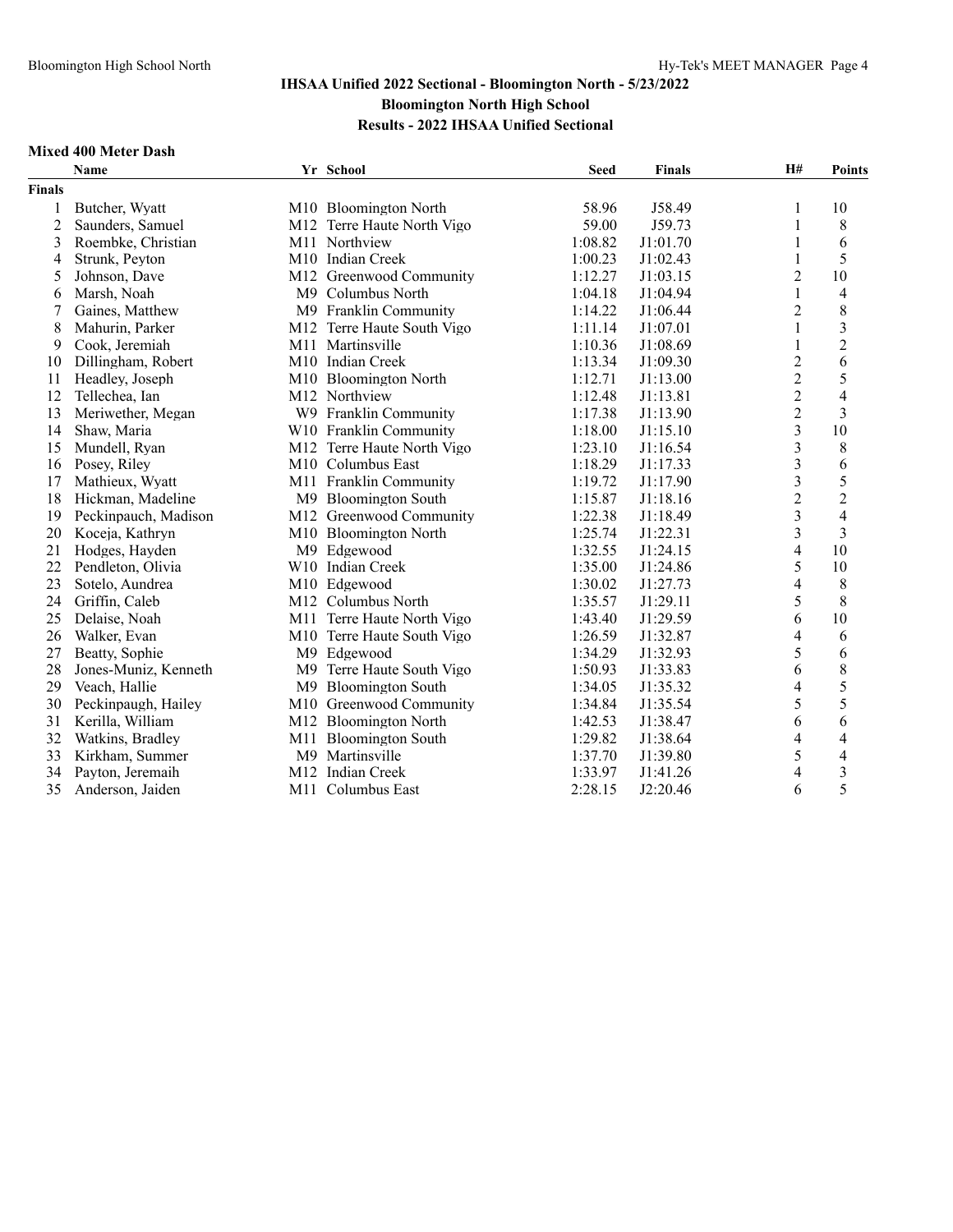# IHSAA Unified 2022 Sectional - Bloomington North - 5/23/2022

## Bloomington North High School

## Results - 2022 IHSAA Unified Sectional

### Mixed 400 Meter Dash

| | Name | Yr | School | Seed | Finals | H# | Points |
|---|---|---|---|---|---|---|---|
| **Finals** | | | | | | | |
| 1 | Butcher, Wyatt | M10 | Bloomington North | 58.96 | J58.49 | 1 | 10 |
| 2 | Saunders, Samuel | M12 | Terre Haute North Vigo | 59.00 | J59.73 | 1 | 8 |
| 3 | Roembke, Christian | M11 | Northview | 1:08.82 | J1:01.70 | 1 | 6 |
| 4 | Strunk, Peyton | M10 | Indian Creek | 1:00.23 | J1:02.43 | 1 | 5 |
| 5 | Johnson, Dave | M12 | Greenwood Community | 1:12.27 | J1:03.15 | 2 | 10 |
| 6 | Marsh, Noah | M9 | Columbus North | 1:04.18 | J1:04.94 | 1 | 4 |
| 7 | Gaines, Matthew | M9 | Franklin Community | 1:14.22 | J1:06.44 | 2 | 8 |
| 8 | Mahurin, Parker | M12 | Terre Haute South Vigo | 1:11.14 | J1:07.01 | 1 | 3 |
| 9 | Cook, Jeremiah | M11 | Martinsville | 1:10.36 | J1:08.69 | 1 | 2 |
| 10 | Dillingham, Robert | M10 | Indian Creek | 1:13.34 | J1:09.30 | 2 | 6 |
| 11 | Headley, Joseph | M10 | Bloomington North | 1:12.71 | J1:13.00 | 2 | 5 |
| 12 | Tellechea, Ian | M12 | Northview | 1:12.48 | J1:13.81 | 2 | 4 |
| 13 | Meriwether, Megan | W9 | Franklin Community | 1:17.38 | J1:13.90 | 2 | 3 |
| 14 | Shaw, Maria | W10 | Franklin Community | 1:18.00 | J1:15.10 | 3 | 10 |
| 15 | Mundell, Ryan | M12 | Terre Haute North Vigo | 1:23.10 | J1:16.54 | 3 | 8 |
| 16 | Posey, Riley | M10 | Columbus East | 1:18.29 | J1:17.33 | 3 | 6 |
| 17 | Mathieux, Wyatt | M11 | Franklin Community | 1:19.72 | J1:17.90 | 3 | 5 |
| 18 | Hickman, Madeline | M9 | Bloomington South | 1:15.87 | J1:18.16 | 2 | 2 |
| 19 | Peckinpauch, Madison | M12 | Greenwood Community | 1:22.38 | J1:18.49 | 3 | 4 |
| 20 | Koceja, Kathryn | M10 | Bloomington North | 1:25.74 | J1:22.31 | 3 | 3 |
| 21 | Hodges, Hayden | M9 | Edgewood | 1:32.55 | J1:24.15 | 4 | 10 |
| 22 | Pendleton, Olivia | W10 | Indian Creek | 1:35.00 | J1:24.86 | 5 | 10 |
| 23 | Sotelo, Aundrea | M10 | Edgewood | 1:30.02 | J1:27.73 | 4 | 8 |
| 24 | Griffin, Caleb | M12 | Columbus North | 1:35.57 | J1:29.11 | 5 | 8 |
| 25 | Delaise, Noah | M11 | Terre Haute North Vigo | 1:43.40 | J1:29.59 | 6 | 10 |
| 26 | Walker, Evan | M10 | Terre Haute South Vigo | 1:26.59 | J1:32.87 | 4 | 6 |
| 27 | Beatty, Sophie | M9 | Edgewood | 1:34.29 | J1:32.93 | 5 | 6 |
| 28 | Jones-Muniz, Kenneth | M9 | Terre Haute South Vigo | 1:50.93 | J1:33.83 | 6 | 8 |
| 29 | Veach, Hallie | M9 | Bloomington South | 1:34.05 | J1:35.32 | 4 | 5 |
| 30 | Peckinpaugh, Hailey | M10 | Greenwood Community | 1:34.84 | J1:35.54 | 5 | 5 |
| 31 | Kerilla, William | M12 | Bloomington North | 1:42.53 | J1:38.47 | 6 | 6 |
| 32 | Watkins, Bradley | M11 | Bloomington South | 1:29.82 | J1:38.64 | 4 | 4 |
| 33 | Kirkham, Summer | M9 | Martinsville | 1:37.70 | J1:39.80 | 5 | 4 |
| 34 | Payton, Jeremaih | M12 | Indian Creek | 1:33.97 | J1:41.26 | 4 | 3 |
| 35 | Anderson, Jaiden | M11 | Columbus East | 2:28.15 | J2:20.46 | 6 | 5 |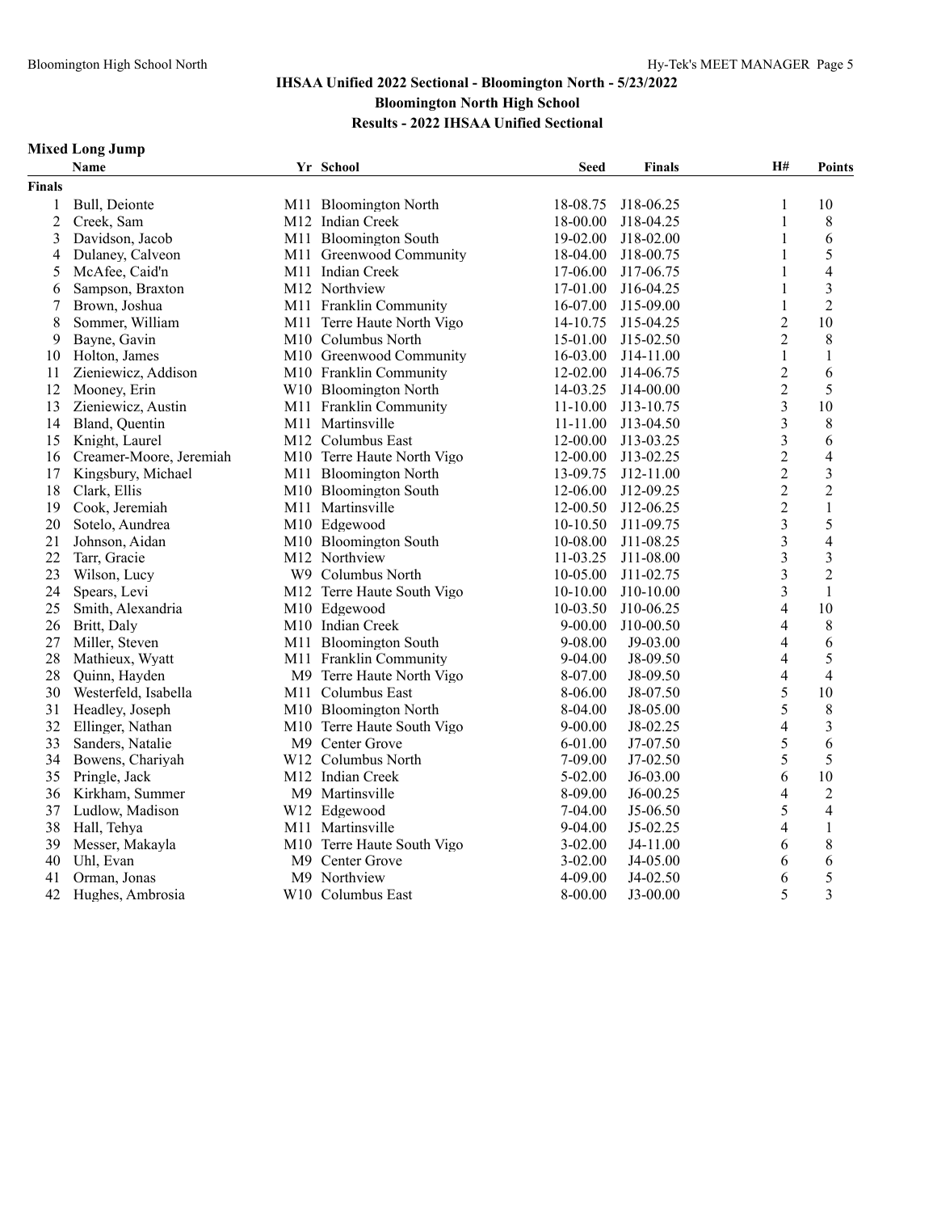## IHSAA Unified 2022 Sectional - Bloomington North - 5/23/2022

### Bloomington North High School

### Results - 2022 IHSAA Unified Sectional

**Mixed Long Jump**

| | Name | Yr | School | Seed | Finals | H# | Points |
|---|---|---|---|---|---|---|---|
| **Finals** | | | | | | | |
| 1 | Bull, Deionte | M11 | Bloomington North | 18-08.75 | J18-06.25 | 1 | 10 |
| 2 | Creek, Sam | M12 | Indian Creek | 18-00.00 | J18-04.25 | 1 | 8 |
| 3 | Davidson, Jacob | M11 | Bloomington South | 19-02.00 | J18-02.00 | 1 | 6 |
| 4 | Dulaney, Calveon | M11 | Greenwood Community | 18-04.00 | J18-00.75 | 1 | 5 |
| 5 | McAfee, Caid'n | M11 | Indian Creek | 17-06.00 | J17-06.75 | 1 | 4 |
| 6 | Sampson, Braxton | M12 | Northview | 17-01.00 | J16-04.25 | 1 | 3 |
| 7 | Brown, Joshua | M11 | Franklin Community | 16-07.00 | J15-09.00 | 1 | 2 |
| 8 | Sommer, William | M11 | Terre Haute North Vigo | 14-10.75 | J15-04.25 | 2 | 10 |
| 9 | Bayne, Gavin | M10 | Columbus North | 15-01.00 | J15-02.50 | 2 | 8 |
| 10 | Holton, James | M10 | Greenwood Community | 16-03.00 | J14-11.00 | 1 | 1 |
| 11 | Zieniewicz, Addison | M10 | Franklin Community | 12-02.00 | J14-06.75 | 2 | 6 |
| 12 | Mooney, Erin | W10 | Bloomington North | 14-03.25 | J14-00.00 | 2 | 5 |
| 13 | Zieniewicz, Austin | M11 | Franklin Community | 11-10.00 | J13-10.75 | 3 | 10 |
| 14 | Bland, Quentin | M11 | Martinsville | 11-11.00 | J13-04.50 | 3 | 8 |
| 15 | Knight, Laurel | M12 | Columbus East | 12-00.00 | J13-03.25 | 3 | 6 |
| 16 | Creamer-Moore, Jeremiah | M10 | Terre Haute North Vigo | 12-00.00 | J13-02.25 | 2 | 4 |
| 17 | Kingsbury, Michael | M11 | Bloomington North | 13-09.75 | J12-11.00 | 2 | 3 |
| 18 | Clark, Ellis | M10 | Bloomington South | 12-06.00 | J12-09.25 | 2 | 2 |
| 19 | Cook, Jeremiah | M11 | Martinsville | 12-00.50 | J12-06.25 | 2 | 1 |
| 20 | Sotelo, Aundrea | M10 | Edgewood | 10-10.50 | J11-09.75 | 3 | 5 |
| 21 | Johnson, Aidan | M10 | Bloomington South | 10-08.00 | J11-08.25 | 3 | 4 |
| 22 | Tarr, Gracie | M12 | Northview | 11-03.25 | J11-08.00 | 3 | 3 |
| 23 | Wilson, Lucy | W9 | Columbus North | 10-05.00 | J11-02.75 | 3 | 2 |
| 24 | Spears, Levi | M12 | Terre Haute South Vigo | 10-10.00 | J10-10.00 | 3 | 1 |
| 25 | Smith, Alexandria | M10 | Edgewood | 10-03.50 | J10-06.25 | 4 | 10 |
| 26 | Britt, Daly | M10 | Indian Creek | 9-00.00 | J10-00.50 | 4 | 8 |
| 27 | Miller, Steven | M11 | Bloomington South | 9-08.00 | J9-03.00 | 4 | 6 |
| 28 | Mathieux, Wyatt | M11 | Franklin Community | 9-04.00 | J8-09.50 | 4 | 5 |
| 28 | Quinn, Hayden | M9 | Terre Haute North Vigo | 8-07.00 | J8-09.50 | 4 | 4 |
| 30 | Westerfeld, Isabella | M11 | Columbus East | 8-06.00 | J8-07.50 | 5 | 10 |
| 31 | Headley, Joseph | M10 | Bloomington North | 8-04.00 | J8-05.00 | 5 | 8 |
| 32 | Ellinger, Nathan | M10 | Terre Haute South Vigo | 9-00.00 | J8-02.25 | 4 | 3 |
| 33 | Sanders, Natalie | M9 | Center Grove | 6-01.00 | J7-07.50 | 5 | 6 |
| 34 | Bowens, Chariyah | W12 | Columbus North | 7-09.00 | J7-02.50 | 5 | 5 |
| 35 | Pringle, Jack | M12 | Indian Creek | 5-02.00 | J6-03.00 | 6 | 10 |
| 36 | Kirkham, Summer | M9 | Martinsville | 8-09.00 | J6-00.25 | 4 | 2 |
| 37 | Ludlow, Madison | W12 | Edgewood | 7-04.00 | J5-06.50 | 5 | 4 |
| 38 | Hall, Tehya | M11 | Martinsville | 9-04.00 | J5-02.25 | 4 | 1 |
| 39 | Messer, Makayla | M10 | Terre Haute South Vigo | 3-02.00 | J4-11.00 | 6 | 8 |
| 40 | Uhl, Evan | M9 | Center Grove | 3-02.00 | J4-05.00 | 6 | 6 |
| 41 | Orman, Jonas | M9 | Northview | 4-09.00 | J4-02.50 | 6 | 5 |
| 42 | Hughes, Ambrosia | W10 | Columbus East | 8-00.00 | J3-00.00 | 5 | 3 |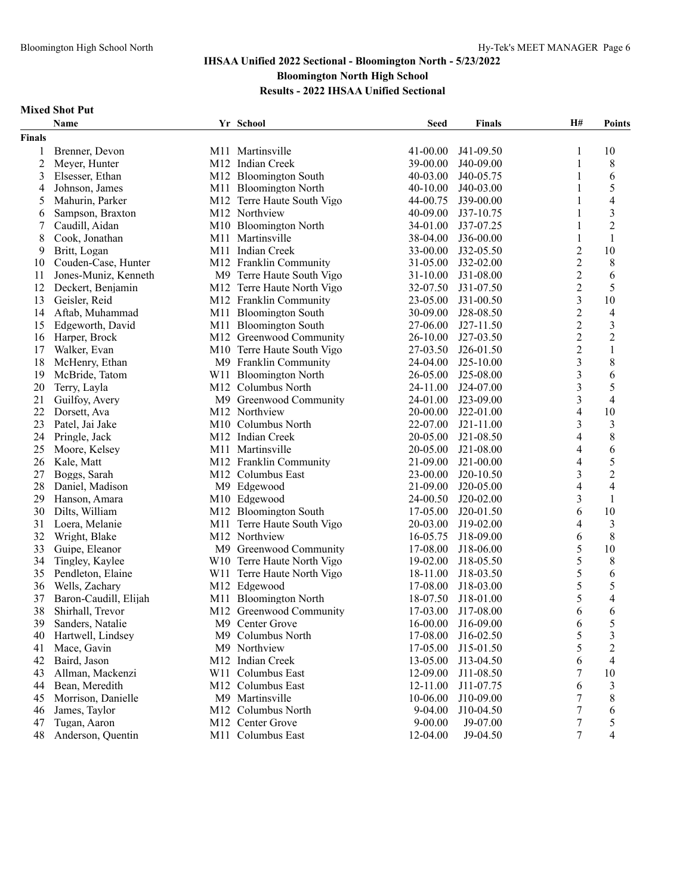## IHSAA Unified 2022 Sectional - Bloomington North - 5/23/2022

### Bloomington North High School

### Results - 2022 IHSAA Unified Sectional

**Mixed Shot Put**

| | Name | Yr | School | Seed | Finals | H# | Points |
|---|---|---|---|---|---|---|---|
| **Finals** | | | | | | | |
| 1 | Brenner, Devon | M11 | Martinsville | 41-00.00 | J41-09.50 | 1 | 10 |
| 2 | Meyer, Hunter | M12 | Indian Creek | 39-00.00 | J40-09.00 | 1 | 8 |
| 3 | Elsesser, Ethan | M12 | Bloomington South | 40-03.00 | J40-05.75 | 1 | 6 |
| 4 | Johnson, James | M11 | Bloomington North | 40-10.00 | J40-03.00 | 1 | 5 |
| 5 | Mahurin, Parker | M12 | Terre Haute South Vigo | 44-00.75 | J39-00.00 | 1 | 4 |
| 6 | Sampson, Braxton | M12 | Northview | 40-09.00 | J37-10.75 | 1 | 3 |
| 7 | Caudill, Aidan | M10 | Bloomington North | 34-01.00 | J37-07.25 | 1 | 2 |
| 8 | Cook, Jonathan | M11 | Martinsville | 38-04.00 | J36-00.00 | 1 | 1 |
| 9 | Britt, Logan | M11 | Indian Creek | 33-00.00 | J32-05.50 | 2 | 10 |
| 10 | Couden-Case, Hunter | M12 | Franklin Community | 31-05.00 | J32-02.00 | 2 | 8 |
| 11 | Jones-Muniz, Kenneth | M9 | Terre Haute South Vigo | 31-10.00 | J31-08.00 | 2 | 6 |
| 12 | Deckert, Benjamin | M12 | Terre Haute North Vigo | 32-07.50 | J31-07.50 | 2 | 5 |
| 13 | Geisler, Reid | M12 | Franklin Community | 23-05.00 | J31-00.50 | 3 | 10 |
| 14 | Aftab, Muhammad | M11 | Bloomington South | 30-09.00 | J28-08.50 | 2 | 4 |
| 15 | Edgeworth, David | M11 | Bloomington South | 27-06.00 | J27-11.50 | 2 | 3 |
| 16 | Harper, Brock | M12 | Greenwood Community | 26-10.00 | J27-03.50 | 2 | 2 |
| 17 | Walker, Evan | M10 | Terre Haute South Vigo | 27-03.50 | J26-01.50 | 2 | 1 |
| 18 | McHenry, Ethan | M9 | Franklin Community | 24-04.00 | J25-10.00 | 3 | 8 |
| 19 | McBride, Tatom | W11 | Bloomington North | 26-05.00 | J25-08.00 | 3 | 6 |
| 20 | Terry, Layla | M12 | Columbus North | 24-11.00 | J24-07.00 | 3 | 5 |
| 21 | Guilfoy, Avery | M9 | Greenwood Community | 24-01.00 | J23-09.00 | 3 | 4 |
| 22 | Dorsett, Ava | M12 | Northview | 20-00.00 | J22-01.00 | 4 | 10 |
| 23 | Patel, Jai Jake | M10 | Columbus North | 22-07.00 | J21-11.00 | 3 | 3 |
| 24 | Pringle, Jack | M12 | Indian Creek | 20-05.00 | J21-08.50 | 4 | 8 |
| 25 | Moore, Kelsey | M11 | Martinsville | 20-05.00 | J21-08.00 | 4 | 6 |
| 26 | Kale, Matt | M12 | Franklin Community | 21-09.00 | J21-00.00 | 4 | 5 |
| 27 | Boggs, Sarah | M12 | Columbus East | 23-00.00 | J20-10.50 | 3 | 2 |
| 28 | Daniel, Madison | M9 | Edgewood | 21-09.00 | J20-05.00 | 4 | 4 |
| 29 | Hanson, Amara | M10 | Edgewood | 24-00.50 | J20-02.00 | 3 | 1 |
| 30 | Dilts, William | M12 | Bloomington South | 17-05.00 | J20-01.50 | 6 | 10 |
| 31 | Loera, Melanie | M11 | Terre Haute South Vigo | 20-03.00 | J19-02.00 | 4 | 3 |
| 32 | Wright, Blake | M12 | Northview | 16-05.75 | J18-09.00 | 6 | 8 |
| 33 | Guipe, Eleanor | M9 | Greenwood Community | 17-08.00 | J18-06.00 | 5 | 10 |
| 34 | Tingley, Kaylee | W10 | Terre Haute North Vigo | 19-02.00 | J18-05.50 | 5 | 8 |
| 35 | Pendleton, Elaine | W11 | Terre Haute North Vigo | 18-11.00 | J18-03.50 | 5 | 6 |
| 36 | Wells, Zachary | M12 | Edgewood | 17-08.00 | J18-03.00 | 5 | 5 |
| 37 | Baron-Caudill, Elijah | M11 | Bloomington North | 18-07.50 | J18-01.00 | 5 | 4 |
| 38 | Shirhall, Trevor | M12 | Greenwood Community | 17-03.00 | J17-08.00 | 6 | 6 |
| 39 | Sanders, Natalie | M9 | Center Grove | 16-00.00 | J16-09.00 | 6 | 5 |
| 40 | Hartwell, Lindsey | M9 | Columbus North | 17-08.00 | J16-02.50 | 5 | 3 |
| 41 | Mace, Gavin | M9 | Northview | 17-05.00 | J15-01.50 | 5 | 2 |
| 42 | Baird, Jason | M12 | Indian Creek | 13-05.00 | J13-04.50 | 6 | 4 |
| 43 | Allman, Mackenzi | W11 | Columbus East | 12-09.00 | J11-08.50 | 7 | 10 |
| 44 | Bean, Meredith | M12 | Columbus East | 12-11.00 | J11-07.75 | 6 | 3 |
| 45 | Morrison, Danielle | M9 | Martinsville | 10-06.00 | J10-09.00 | 7 | 8 |
| 46 | James, Taylor | M12 | Columbus North | 9-04.00 | J10-04.50 | 7 | 6 |
| 47 | Tugan, Aaron | M12 | Center Grove | 9-00.00 | J9-07.00 | 7 | 5 |
| 48 | Anderson, Quentin | M11 | Columbus East | 12-04.00 | J9-04.50 | 7 | 4 |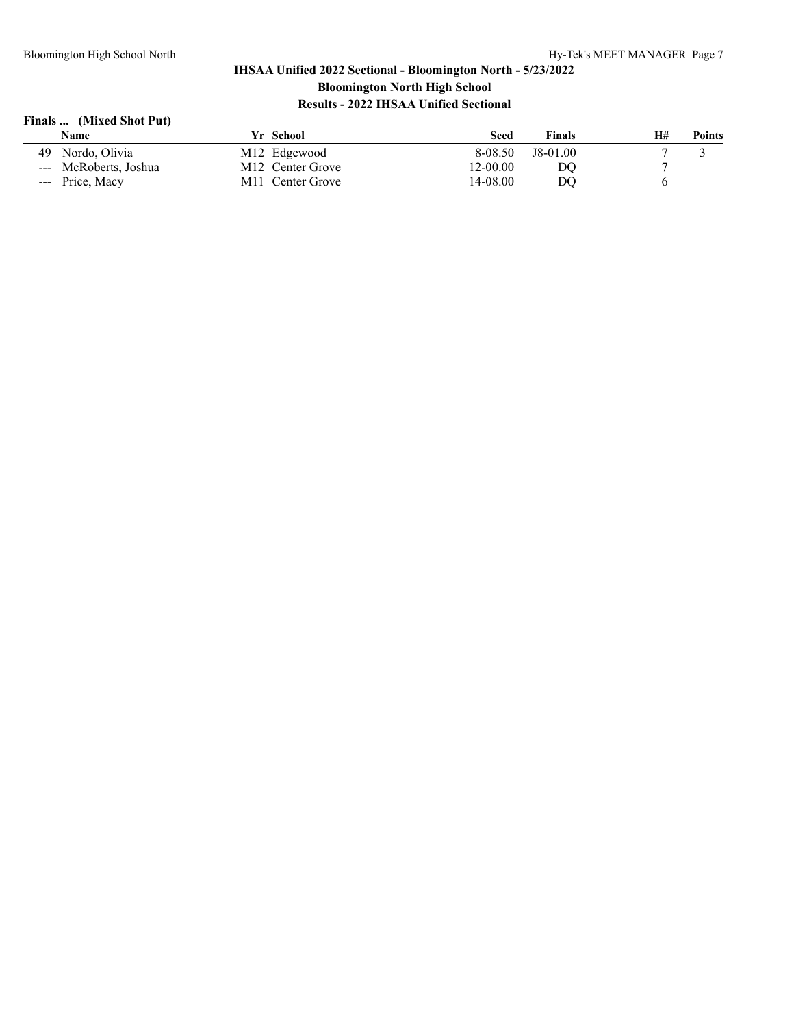## IHSAA Unified 2022 Sectional - Bloomington North - 5/23/2022

### Bloomington North High School

### Results - 2022 IHSAA Unified Sectional

**Finals ... (Mixed Shot Put)**

| | Name | Yr | School | Seed | Finals | H# | Points |
|---|---|---|---|---|---|---|---|
| 49 | Nordo, Olivia | M12 | Edgewood | 8-08.50 | J8-01.00 | 7 | 3 |
| --- | McRoberts, Joshua | M12 | Center Grove | 12-00.00 | DQ | 7 | |
| --- | Price, Macy | M11 | Center Grove | 14-08.00 | DQ | 6 | |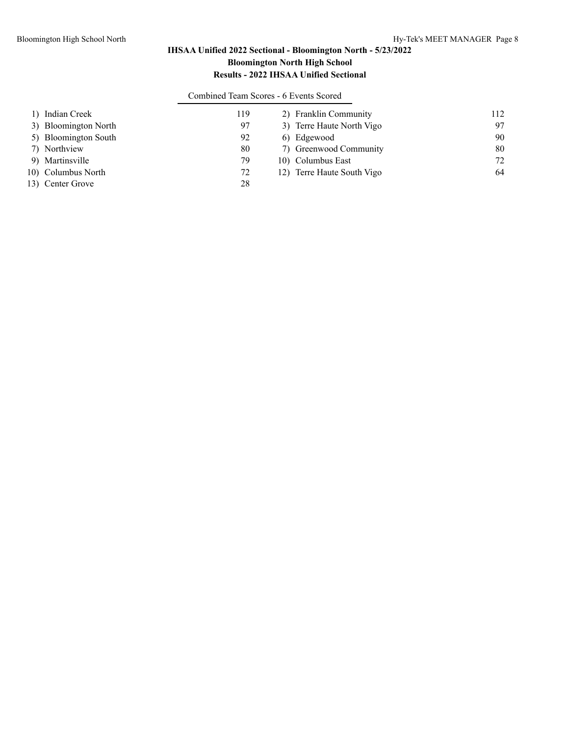**IHSAA Unified 2022 Sectional - Bloomington North - 5/23/2022**

**Bloomington North High School**

**Results - 2022 IHSAA Unified Sectional**

Combined Team Scores - 6 Events Scored

| | | | | | |
|---|---|---|---|---|---|
| 1) | Indian Creek | 119 | 2) | Franklin Community | 112 |
| 3) | Bloomington North | 97 | 3) | Terre Haute North Vigo | 97 |
| 5) | Bloomington South | 92 | 6) | Edgewood | 90 |
| 7) | Northview | 80 | 7) | Greenwood Community | 80 |
| 9) | Martinsville | 79 | 10) | Columbus East | 72 |
| 10) | Columbus North | 72 | 12) | Terre Haute South Vigo | 64 |
| 13) | Center Grove | 28 | | | |